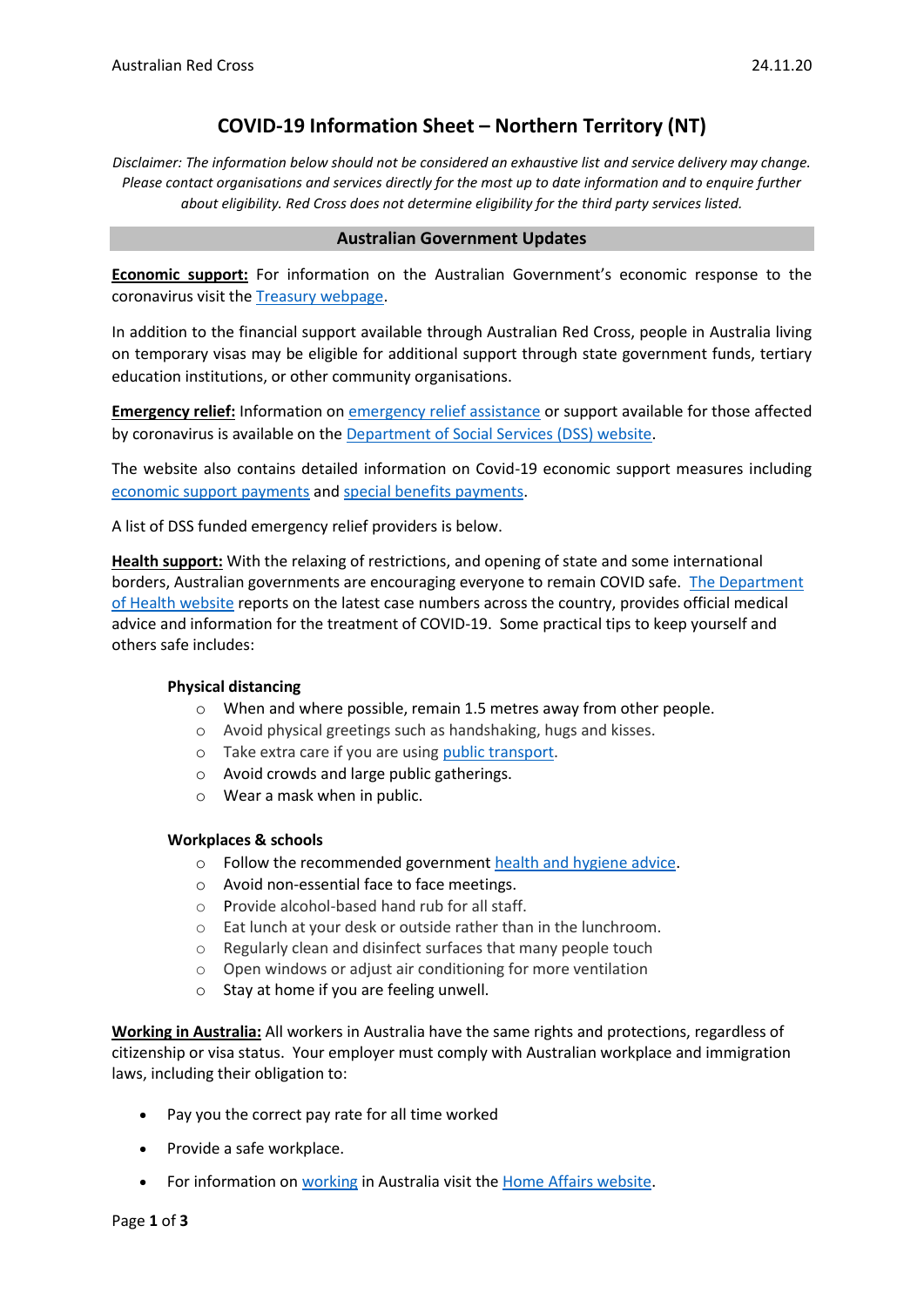# COVID-19 Information Sheet – Northern Territory (NT)

*Disclaimer: The information below should not be considered an exhaustive list and service delivery may change. Please contact organisations and services directly for the most up to date information and to enquire further about eligibility. Red Cross does not determine eligibility for the third party services listed.*

## Australian Government Updates

**Economic support:** For information on the Australian Government's economic response to the coronavirus visit the Treasury webpage.

In addition to the financial support available through Australian Red Cross, people in Australia living on temporary visas may be eligible for additional support through state government funds, tertiary education institutions, or other community organisations.

**Emergency relief:** Information on emergency relief assistance or support available for those affected by coronavirus is available on the Department of Social Services (DSS) website.

The website also contains detailed information on Covid-19 economic support measures including economic support payments and special benefits payments.

A list of DSS funded emergency relief providers is below.

**Health support:** With the relaxing of restrictions, and opening of state and some international borders, Australian governments are encouraging everyone to remain COVID safe. The Department of Health website reports on the latest case numbers across the country, provides official medical advice and information for the treatment of COVID-19. Some practical tips to keep yourself and others safe includes:

**Physical distancing**

- When and where possible, remain 1.5 metres away from other people.
- Avoid physical greetings such as handshaking, hugs and kisses.
- Take extra care if you are using public transport.
- Avoid crowds and large public gatherings.
- Wear a mask when in public.

**Workplaces & schools**

- Follow the recommended government health and hygiene advice.
- Avoid non-essential face to face meetings.
- Provide alcohol-based hand rub for all staff.
- Eat lunch at your desk or outside rather than in the lunchroom.
- Regularly clean and disinfect surfaces that many people touch
- Open windows or adjust air conditioning for more ventilation
- Stay at home if you are feeling unwell.

**Working in Australia:** All workers in Australia have the same rights and protections, regardless of citizenship or visa status. Your employer must comply with Australian workplace and immigration laws, including their obligation to:

- Pay you the correct pay rate for all time worked
- Provide a safe workplace.
- For information on working in Australia visit the Home Affairs website.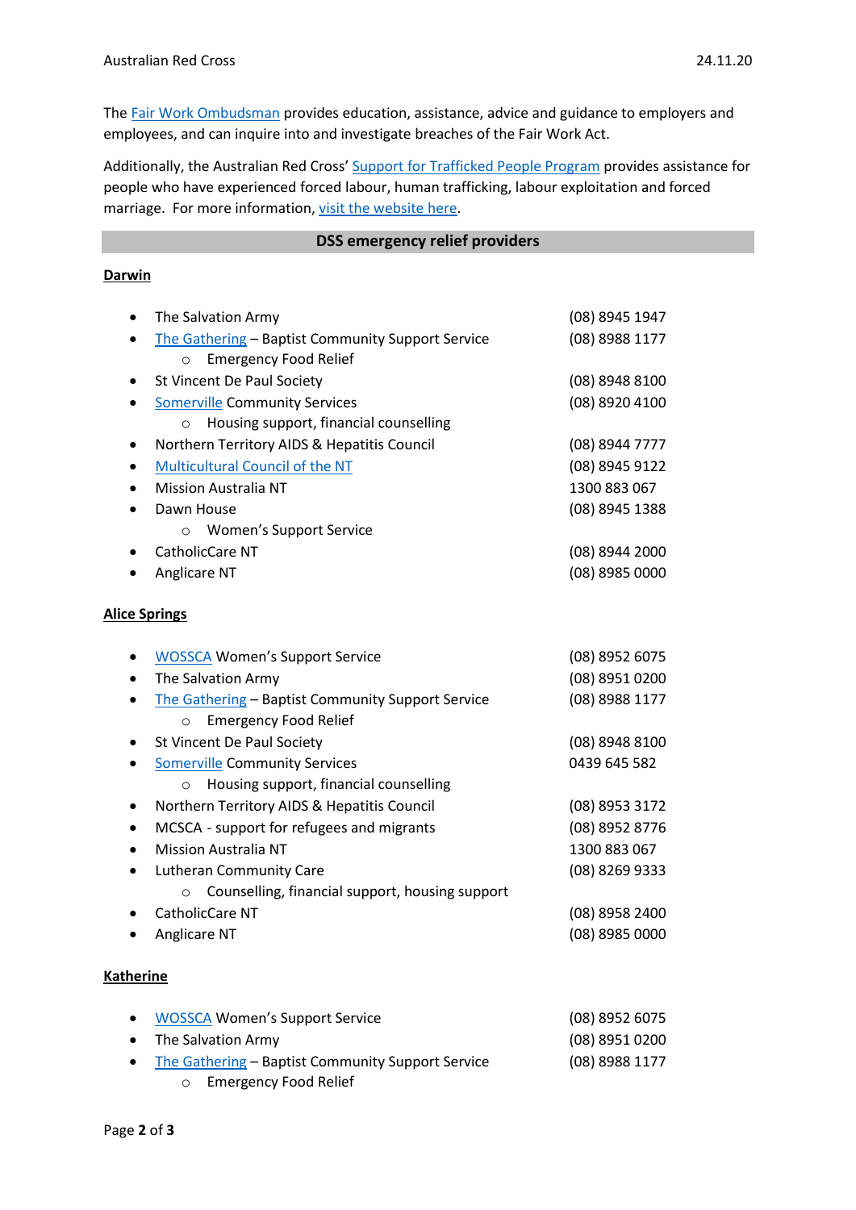The Fair Work Ombudsman provides education, assistance, advice and guidance to employers and employees, and can inquire into and investigate breaches of the Fair Work Act.

Additionally, the Australian Red Cross' Support for Trafficked People Program provides assistance for people who have experienced forced labour, human trafficking, labour exploitation and forced marriage. For more information, visit the website here.

## DSS emergency relief providers

### Darwin

- The Salvation Army (08) 8945 1947
- The Gathering – Baptist Community Support Service (08) 8988 1177
  - Emergency Food Relief
- St Vincent De Paul Society (08) 8948 8100
- Somerville Community Services (08) 8920 4100
  - Housing support, financial counselling
- Northern Territory AIDS & Hepatitis Council (08) 8944 7777
- Multicultural Council of the NT (08) 8945 9122
- Mission Australia NT 1300 883 067
- Dawn House (08) 8945 1388
  - Women's Support Service
- CatholicCare NT (08) 8944 2000
- Anglicare NT (08) 8985 0000

### Alice Springs

- WOSSCA Women's Support Service (08) 8952 6075
- The Salvation Army (08) 8951 0200
- The Gathering – Baptist Community Support Service (08) 8988 1177
  - Emergency Food Relief
- St Vincent De Paul Society (08) 8948 8100
- Somerville Community Services 0439 645 582
  - Housing support, financial counselling
- Northern Territory AIDS & Hepatitis Council (08) 8953 3172
- MCSCA - support for refugees and migrants (08) 8952 8776
- Mission Australia NT 1300 883 067
- Lutheran Community Care (08) 8269 9333
  - Counselling, financial support, housing support
- CatholicCare NT (08) 8958 2400
- Anglicare NT (08) 8985 0000

### Katherine

- WOSSCA Women's Support Service (08) 8952 6075
- The Salvation Army (08) 8951 0200
- The Gathering – Baptist Community Support Service (08) 8988 1177
  - Emergency Food Relief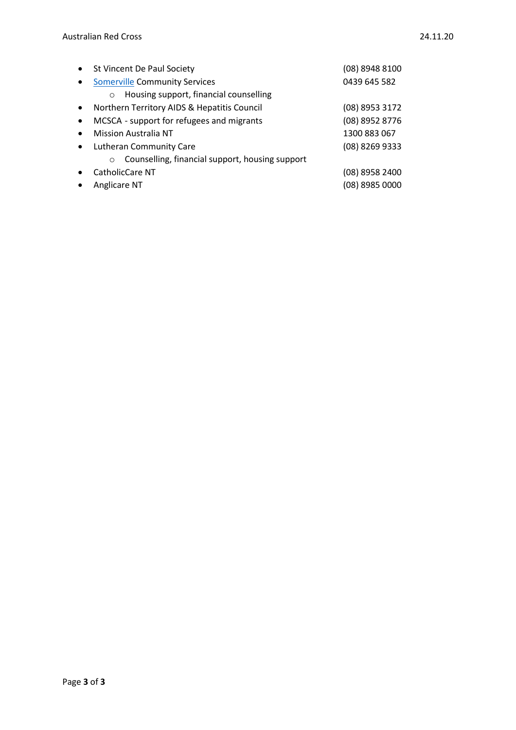- St Vincent De Paul Society (08) 8948 8100
- Somerville Community Services 0439 645 582
    - Housing support, financial counselling
- Northern Territory AIDS & Hepatitis Council (08) 8953 3172
- MCSCA - support for refugees and migrants (08) 8952 8776
- Mission Australia NT 1300 883 067
- Lutheran Community Care (08) 8269 9333
    - Counselling, financial support, housing support
- CatholicCare NT (08) 8958 2400
- Anglicare NT (08) 8985 0000